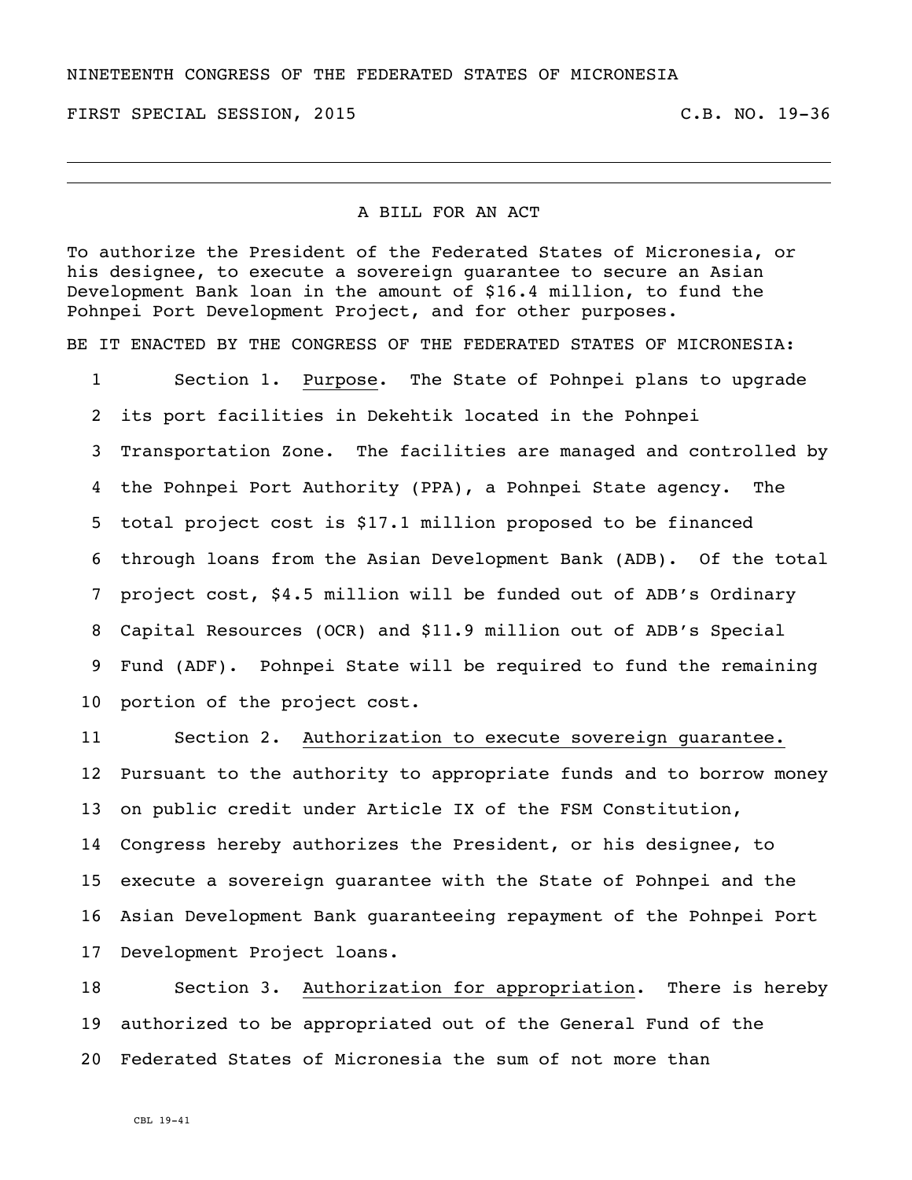NINETEENTH CONGRESS OF THE FEDERATED STATES OF MICRONESIA

FIRST SPECIAL SESSION, 2015 C.B. NO. 19-36

---

A BILL FOR AN ACT

To authorize the President of the Federated States of Micronesia, or his designee, to execute a sovereign guarantee to secure an Asian Development Bank loan in the amount of $16.4 million, to fund the Pohnpei Port Development Project, and for other purposes.

BE IT ENACTED BY THE CONGRESS OF THE FEDERATED STATES OF MICRONESIA:

1 Section 1. Purpose. The State of Pohnpei plans to upgrade
2 its port facilities in Dekehtik located in the Pohnpei
3 Transportation Zone. The facilities are managed and controlled by
4 the Pohnpei Port Authority (PPA), a Pohnpei State agency. The
5 total project cost is $17.1 million proposed to be financed
6 through loans from the Asian Development Bank (ADB). Of the total
7 project cost, $4.5 million will be funded out of ADB's Ordinary
8 Capital Resources (OCR) and $11.9 million out of ADB's Special
9 Fund (ADF). Pohnpei State will be required to fund the remaining
10 portion of the project cost.

11 Section 2. Authorization to execute sovereign guarantee.
12 Pursuant to the authority to appropriate funds and to borrow money
13 on public credit under Article IX of the FSM Constitution,
14 Congress hereby authorizes the President, or his designee, to
15 execute a sovereign guarantee with the State of Pohnpei and the
16 Asian Development Bank guaranteeing repayment of the Pohnpei Port
17 Development Project loans.

18 Section 3. Authorization for appropriation. There is hereby
19 authorized to be appropriated out of the General Fund of the
20 Federated States of Micronesia the sum of not more than

CBL 19-41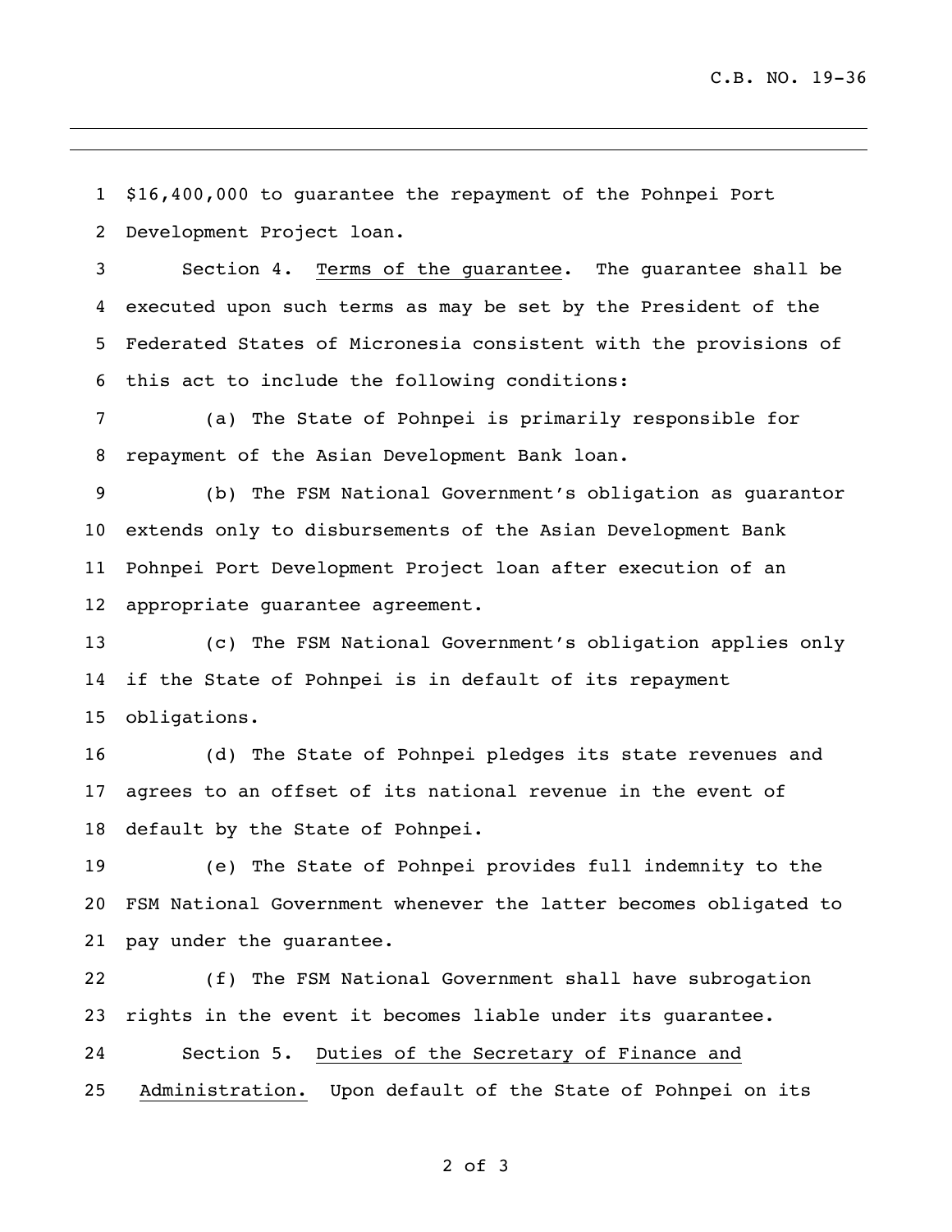$16,400,000 to guarantee the repayment of the Pohnpei Port Development Project loan.

Section 4. Terms of the guarantee. The guarantee shall be executed upon such terms as may be set by the President of the Federated States of Micronesia consistent with the provisions of this act to include the following conditions:

(a) The State of Pohnpei is primarily responsible for repayment of the Asian Development Bank loan.

(b) The FSM National Government's obligation as guarantor extends only to disbursements of the Asian Development Bank Pohnpei Port Development Project loan after execution of an appropriate guarantee agreement.

(c) The FSM National Government's obligation applies only if the State of Pohnpei is in default of its repayment obligations.

(d) The State of Pohnpei pledges its state revenues and agrees to an offset of its national revenue in the event of default by the State of Pohnpei.

(e) The State of Pohnpei provides full indemnity to the FSM National Government whenever the latter becomes obligated to pay under the guarantee.

(f) The FSM National Government shall have subrogation rights in the event it becomes liable under its guarantee.

Section 5. Duties of the Secretary of Finance and Administration. Upon default of the State of Pohnpei on its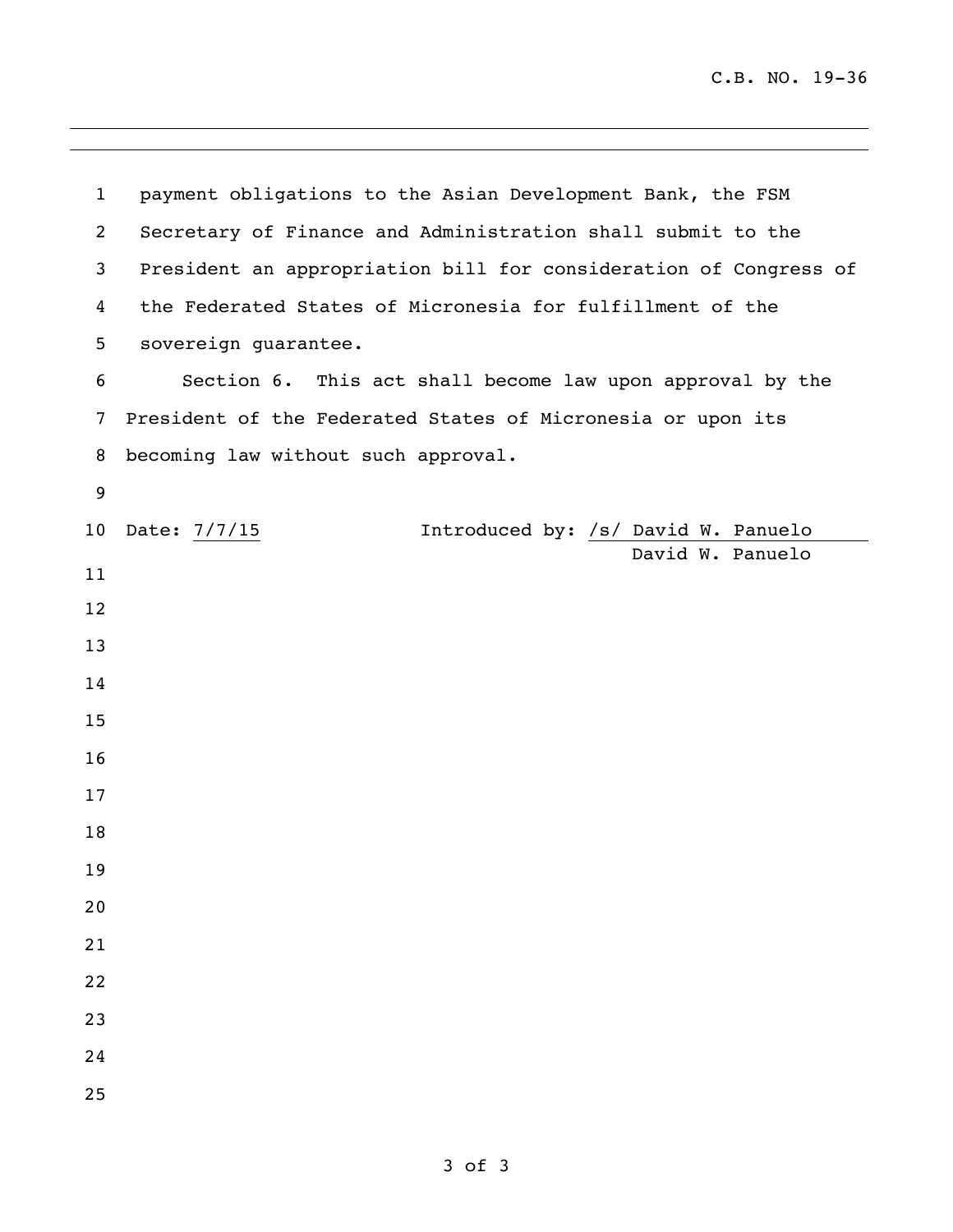payment obligations to the Asian Development Bank, the FSM Secretary of Finance and Administration shall submit to the President an appropriation bill for consideration of Congress of the Federated States of Micronesia for fulfillment of the sovereign guarantee.

Section 6. This act shall become law upon approval by the President of the Federated States of Micronesia or upon its becoming law without such approval.

Date: 7/7/15

Introduced by: /s/ David W. Panuelo
David W. Panuelo